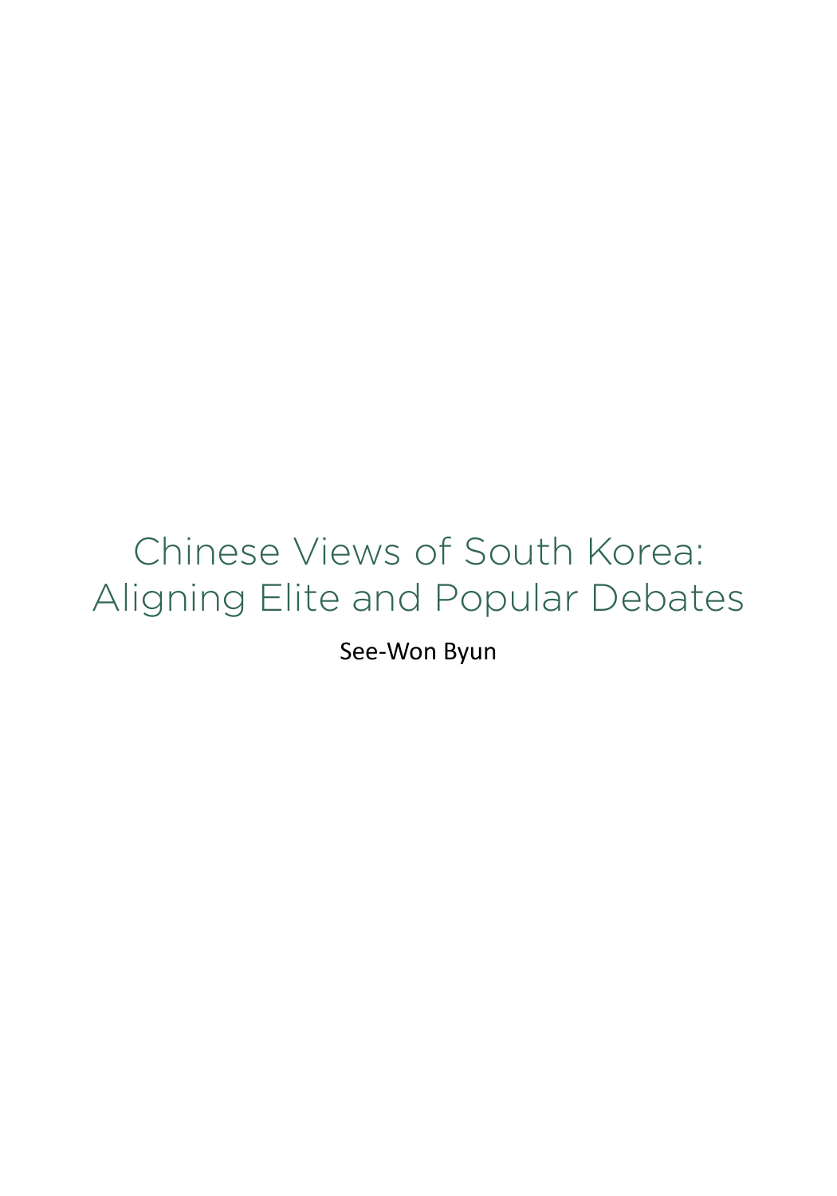# Chinese Views of South Korea: Aligning Elite and Popular Debates

See-Won Byun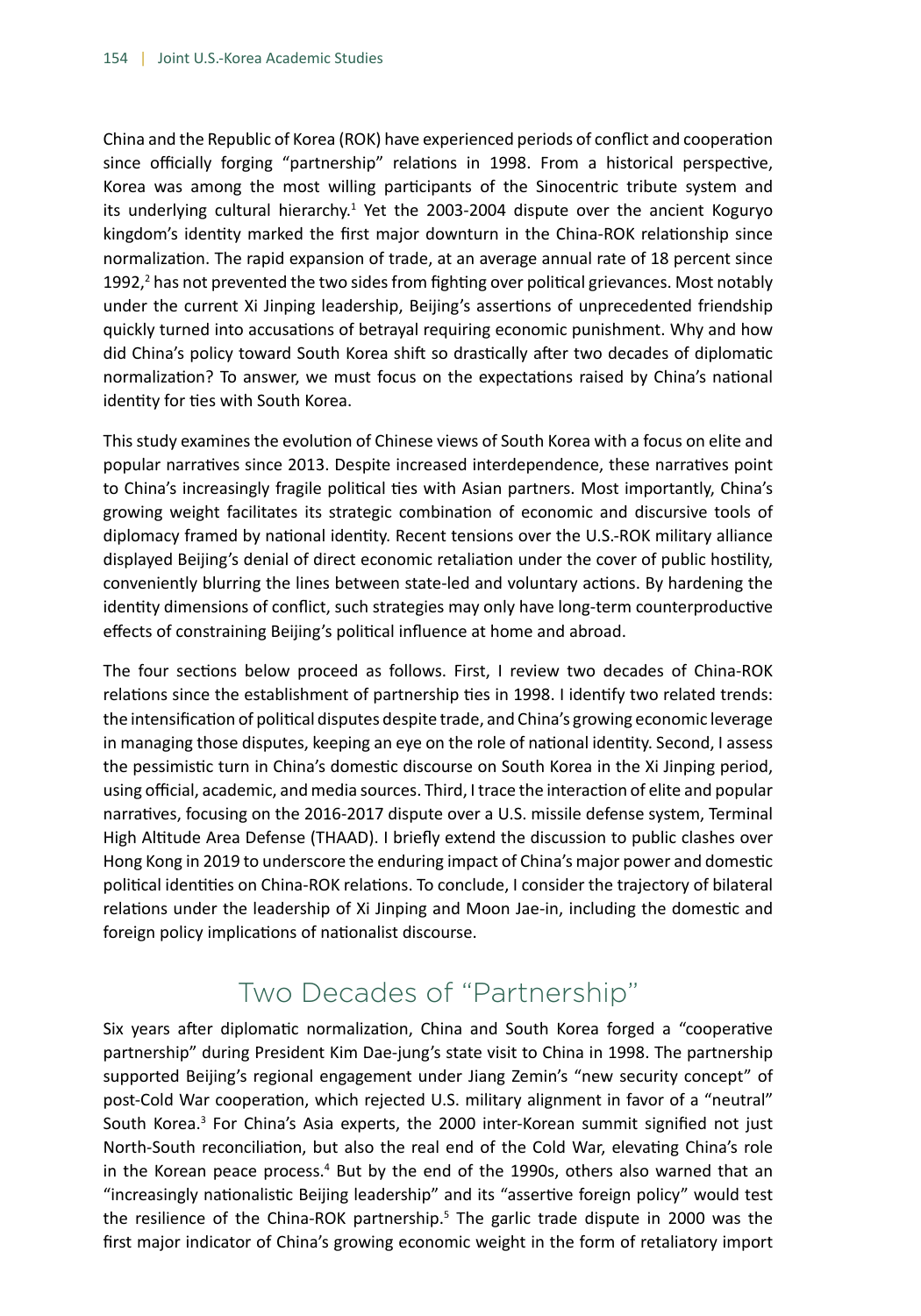China and the Republic of Korea (ROK) have experienced periods of conflict and cooperation since officially forging "partnership" relations in 1998. From a historical perspective, Korea was among the most willing participants of the Sinocentric tribute system and its underlying cultural hierarchy.[1] Yet the 2003-2004 dispute over the ancient Koguryo kingdom's identity marked the first major downturn in the China-ROK relationship since normalization. The rapid expansion of trade, at an average annual rate of 18 percent since 1992,[2] has not prevented the two sides from fighting over political grievances. Most notably under the current Xi Jinping leadership, Beijing's assertions of unprecedented friendship quickly turned into accusations of betrayal requiring economic punishment. Why and how did China's policy toward South Korea shift so drastically after two decades of diplomatic normalization? To answer, we must focus on the expectations raised by China's national identity for ties with South Korea.

This study examines the evolution of Chinese views of South Korea with a focus on elite and popular narratives since 2013. Despite increased interdependence, these narratives point to China's increasingly fragile political ties with Asian partners. Most importantly, China's growing weight facilitates its strategic combination of economic and discursive tools of diplomacy framed by national identity. Recent tensions over the U.S.-ROK military alliance displayed Beijing's denial of direct economic retaliation under the cover of public hostility, conveniently blurring the lines between state-led and voluntary actions. By hardening the identity dimensions of conflict, such strategies may only have long-term counterproductive effects of constraining Beijing's political influence at home and abroad.

The four sections below proceed as follows. First, I review two decades of China-ROK relations since the establishment of partnership ties in 1998. I identify two related trends: the intensification of political disputes despite trade, and China's growing economic leverage in managing those disputes, keeping an eye on the role of national identity. Second, I assess the pessimistic turn in China's domestic discourse on South Korea in the Xi Jinping period, using official, academic, and media sources. Third, I trace the interaction of elite and popular narratives, focusing on the 2016-2017 dispute over a U.S. missile defense system, Terminal High Altitude Area Defense (THAAD). I briefly extend the discussion to public clashes over Hong Kong in 2019 to underscore the enduring impact of China's major power and domestic political identities on China-ROK relations. To conclude, I consider the trajectory of bilateral relations under the leadership of Xi Jinping and Moon Jae-in, including the domestic and foreign policy implications of nationalist discourse.

## Two Decades of "Partnership"

Six years after diplomatic normalization, China and South Korea forged a "cooperative partnership" during President Kim Dae-jung's state visit to China in 1998. The partnership supported Beijing's regional engagement under Jiang Zemin's "new security concept" of post-Cold War cooperation, which rejected U.S. military alignment in favor of a "neutral" South Korea.[3] For China's Asia experts, the 2000 inter-Korean summit signified not just North-South reconciliation, but also the real end of the Cold War, elevating China's role in the Korean peace process.[4] But by the end of the 1990s, others also warned that an "increasingly nationalistic Beijing leadership" and its "assertive foreign policy" would test the resilience of the China-ROK partnership.[5] The garlic trade dispute in 2000 was the first major indicator of China's growing economic weight in the form of retaliatory import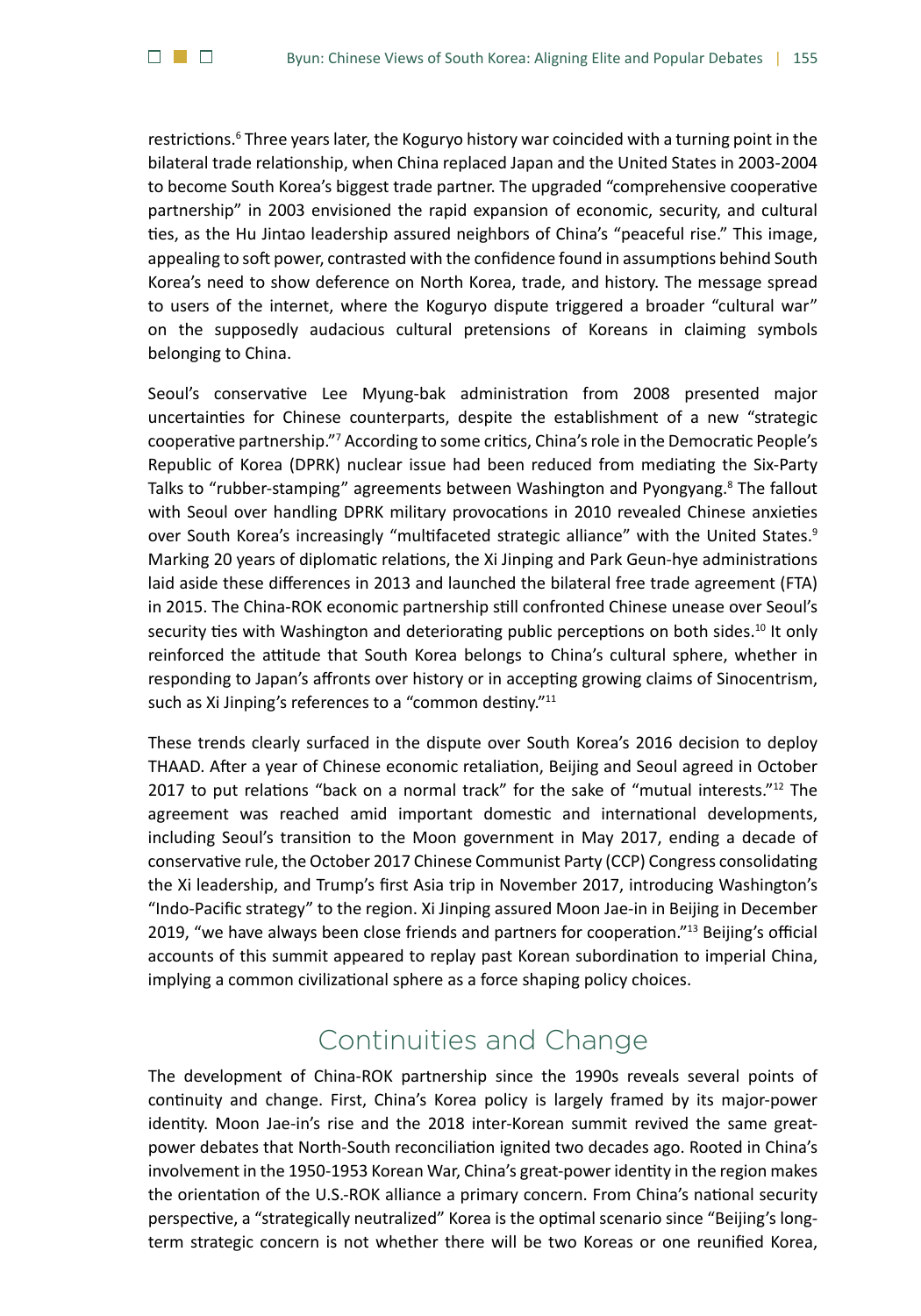restrictions.[6] Three years later, the Koguryo history war coincided with a turning point in the bilateral trade relationship, when China replaced Japan and the United States in 2003-2004 to become South Korea's biggest trade partner. The upgraded "comprehensive cooperative partnership" in 2003 envisioned the rapid expansion of economic, security, and cultural ties, as the Hu Jintao leadership assured neighbors of China's "peaceful rise." This image, appealing to soft power, contrasted with the confidence found in assumptions behind South Korea's need to show deference on North Korea, trade, and history. The message spread to users of the internet, where the Koguryo dispute triggered a broader "cultural war" on the supposedly audacious cultural pretensions of Koreans in claiming symbols belonging to China.

Seoul's conservative Lee Myung-bak administration from 2008 presented major uncertainties for Chinese counterparts, despite the establishment of a new "strategic cooperative partnership."[7] According to some critics, China's role in the Democratic People's Republic of Korea (DPRK) nuclear issue had been reduced from mediating the Six-Party Talks to "rubber-stamping" agreements between Washington and Pyongyang.[8] The fallout with Seoul over handling DPRK military provocations in 2010 revealed Chinese anxieties over South Korea's increasingly "multifaceted strategic alliance" with the United States.[9] Marking 20 years of diplomatic relations, the Xi Jinping and Park Geun-hye administrations laid aside these differences in 2013 and launched the bilateral free trade agreement (FTA) in 2015. The China-ROK economic partnership still confronted Chinese unease over Seoul's security ties with Washington and deteriorating public perceptions on both sides.[10] It only reinforced the attitude that South Korea belongs to China's cultural sphere, whether in responding to Japan's affronts over history or in accepting growing claims of Sinocentrism, such as Xi Jinping's references to a "common destiny."[11]

These trends clearly surfaced in the dispute over South Korea's 2016 decision to deploy THAAD. After a year of Chinese economic retaliation, Beijing and Seoul agreed in October 2017 to put relations "back on a normal track" for the sake of "mutual interests."[12] The agreement was reached amid important domestic and international developments, including Seoul's transition to the Moon government in May 2017, ending a decade of conservative rule, the October 2017 Chinese Communist Party (CCP) Congress consolidating the Xi leadership, and Trump's first Asia trip in November 2017, introducing Washington's "Indo-Pacific strategy" to the region. Xi Jinping assured Moon Jae-in in Beijing in December 2019, "we have always been close friends and partners for cooperation."[13] Beijing's official accounts of this summit appeared to replay past Korean subordination to imperial China, implying a common civilizational sphere as a force shaping policy choices.

## Continuities and Change

The development of China-ROK partnership since the 1990s reveals several points of continuity and change. First, China's Korea policy is largely framed by its major-power identity. Moon Jae-in's rise and the 2018 inter-Korean summit revived the same great-power debates that North-South reconciliation ignited two decades ago. Rooted in China's involvement in the 1950-1953 Korean War, China's great-power identity in the region makes the orientation of the U.S.-ROK alliance a primary concern. From China's national security perspective, a "strategically neutralized" Korea is the optimal scenario since "Beijing's long-term strategic concern is not whether there will be two Koreas or one reunified Korea,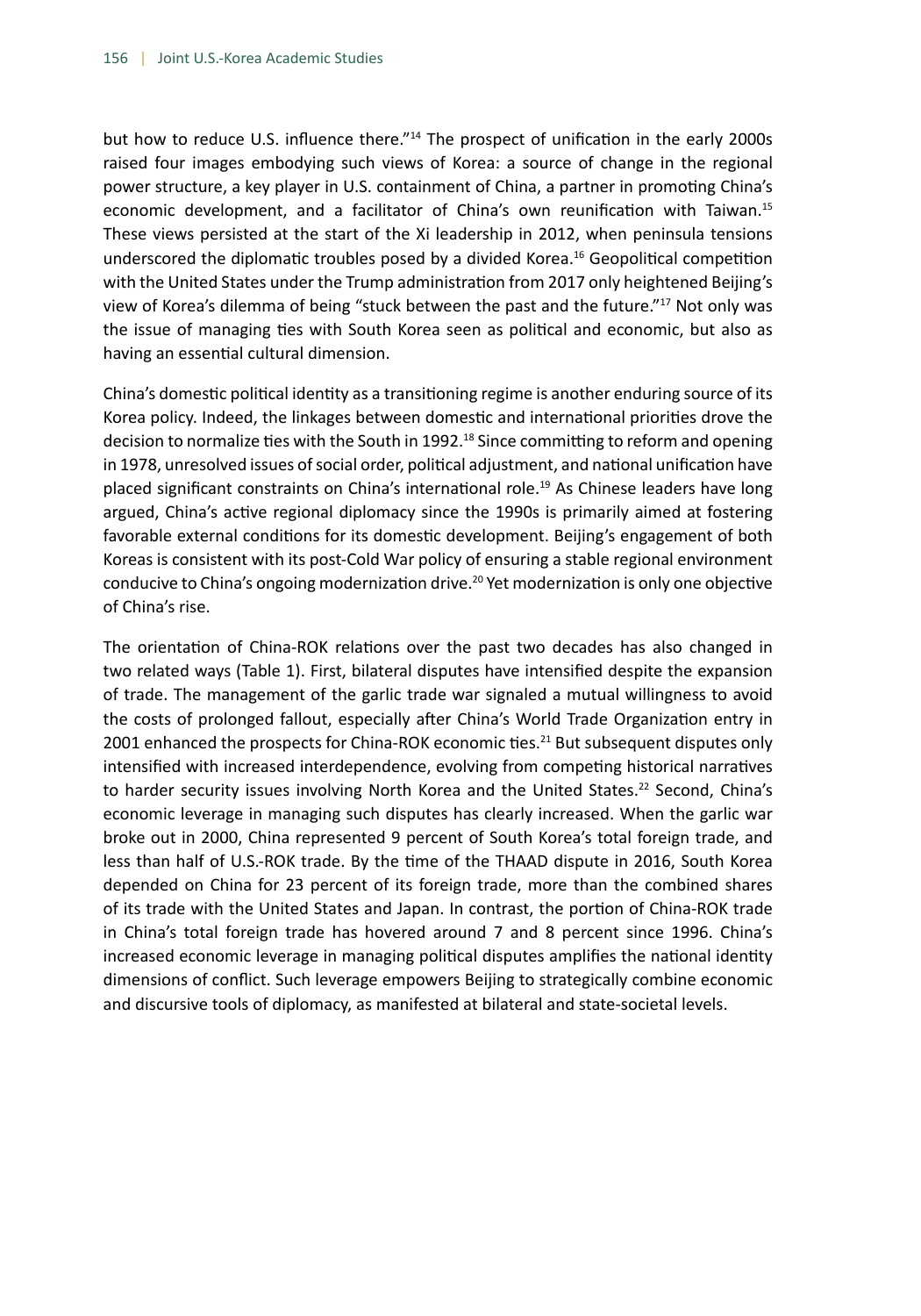but how to reduce U.S. influence there."[14] The prospect of unification in the early 2000s raised four images embodying such views of Korea: a source of change in the regional power structure, a key player in U.S. containment of China, a partner in promoting China's economic development, and a facilitator of China's own reunification with Taiwan.[15] These views persisted at the start of the Xi leadership in 2012, when peninsula tensions underscored the diplomatic troubles posed by a divided Korea.[16] Geopolitical competition with the United States under the Trump administration from 2017 only heightened Beijing's view of Korea's dilemma of being "stuck between the past and the future."[17] Not only was the issue of managing ties with South Korea seen as political and economic, but also as having an essential cultural dimension.

China's domestic political identity as a transitioning regime is another enduring source of its Korea policy. Indeed, the linkages between domestic and international priorities drove the decision to normalize ties with the South in 1992.[18] Since committing to reform and opening in 1978, unresolved issues of social order, political adjustment, and national unification have placed significant constraints on China's international role.[19] As Chinese leaders have long argued, China's active regional diplomacy since the 1990s is primarily aimed at fostering favorable external conditions for its domestic development. Beijing's engagement of both Koreas is consistent with its post-Cold War policy of ensuring a stable regional environment conducive to China's ongoing modernization drive.[20] Yet modernization is only one objective of China's rise.

The orientation of China-ROK relations over the past two decades has also changed in two related ways (Table 1). First, bilateral disputes have intensified despite the expansion of trade. The management of the garlic trade war signaled a mutual willingness to avoid the costs of prolonged fallout, especially after China's World Trade Organization entry in 2001 enhanced the prospects for China-ROK economic ties.[21] But subsequent disputes only intensified with increased interdependence, evolving from competing historical narratives to harder security issues involving North Korea and the United States.[22] Second, China's economic leverage in managing such disputes has clearly increased. When the garlic war broke out in 2000, China represented 9 percent of South Korea's total foreign trade, and less than half of U.S.-ROK trade. By the time of the THAAD dispute in 2016, South Korea depended on China for 23 percent of its foreign trade, more than the combined shares of its trade with the United States and Japan. In contrast, the portion of China-ROK trade in China's total foreign trade has hovered around 7 and 8 percent since 1996. China's increased economic leverage in managing political disputes amplifies the national identity dimensions of conflict. Such leverage empowers Beijing to strategically combine economic and discursive tools of diplomacy, as manifested at bilateral and state-societal levels.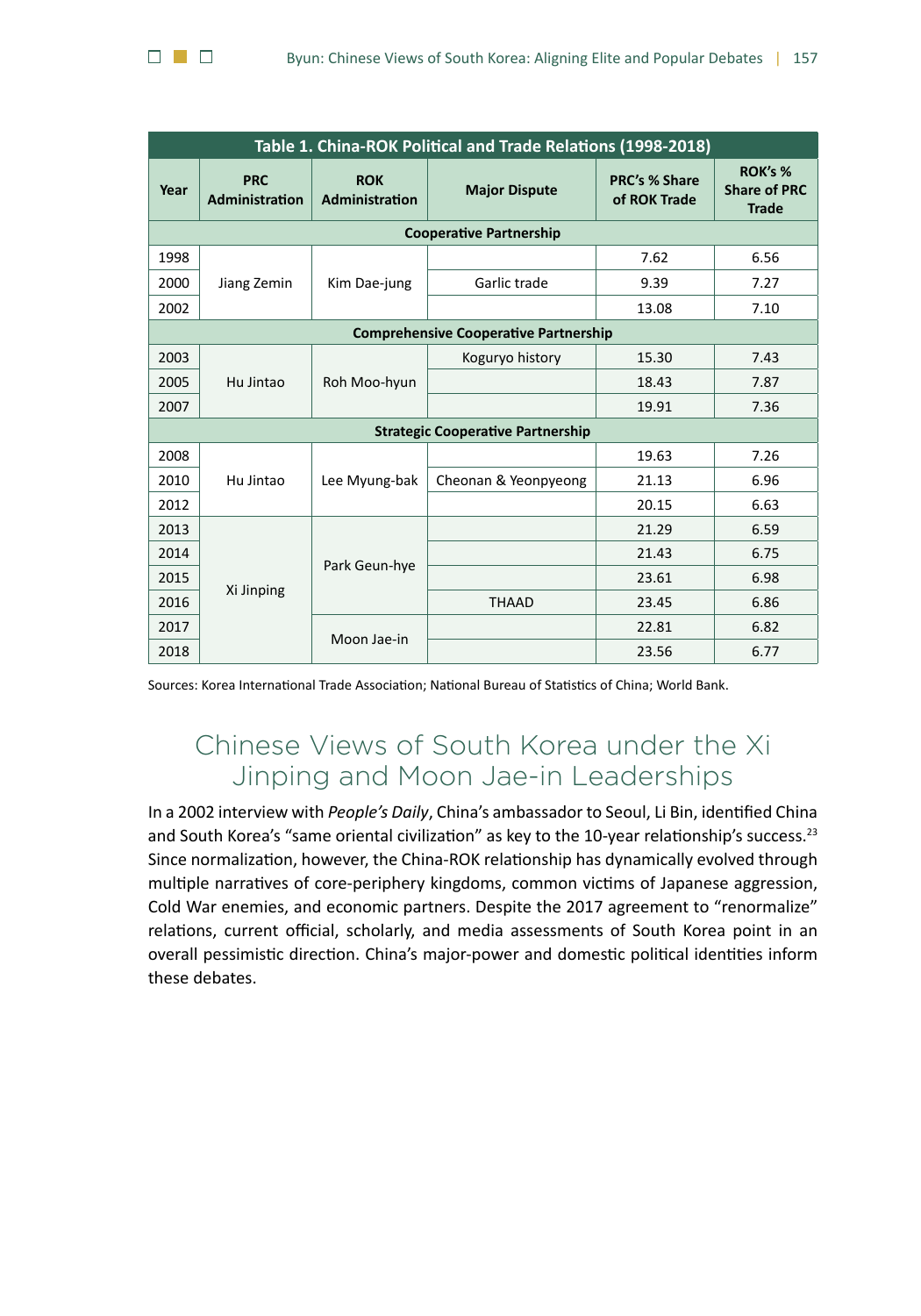| Table 1. China-ROK Political and Trade Relations (1998-2018) | | | | | |
|---|---|---|---|---|---|
| Year | PRC Administration | ROK Administration | Major Dispute | PRC's % Share of ROK Trade | ROK's % Share of PRC Trade |
| **Cooperative Partnership** | | | | | |
| 1998 | Jiang Zemin | Kim Dae-jung | | 7.62 | 6.56 |
| 2000 | | | Garlic trade | 9.39 | 7.27 |
| 2002 | | | | 13.08 | 7.10 |
| **Comprehensive Cooperative Partnership** | | | | | |
| 2003 | Hu Jintao | Roh Moo-hyun | Koguryo history | 15.30 | 7.43 |
| 2005 | | | | 18.43 | 7.87 |
| 2007 | | | | 19.91 | 7.36 |
| **Strategic Cooperative Partnership** | | | | | |
| 2008 | Hu Jintao | Lee Myung-bak | | 19.63 | 7.26 |
| 2010 | | | Cheonan & Yeonpyeong | 21.13 | 6.96 |
| 2012 | | | | 20.15 | 6.63 |
| 2013 | Xi Jinping | Park Geun-hye | | 21.29 | 6.59 |
| 2014 | | | | 21.43 | 6.75 |
| 2015 | | | | 23.61 | 6.98 |
| 2016 | | | THAAD | 23.45 | 6.86 |
| 2017 | | Moon Jae-in | | 22.81 | 6.82 |
| 2018 | | | | 23.56 | 6.77 |

Sources: Korea International Trade Association; National Bureau of Statistics of China; World Bank.

## Chinese Views of South Korea under the Xi Jinping and Moon Jae-in Leaderships

In a 2002 interview with *People's Daily*, China's ambassador to Seoul, Li Bin, identified China and South Korea's "same oriental civilization" as key to the 10-year relationship's success.[23] Since normalization, however, the China-ROK relationship has dynamically evolved through multiple narratives of core-periphery kingdoms, common victims of Japanese aggression, Cold War enemies, and economic partners. Despite the 2017 agreement to "renormalize" relations, current official, scholarly, and media assessments of South Korea point in an overall pessimistic direction. China's major-power and domestic political identities inform these debates.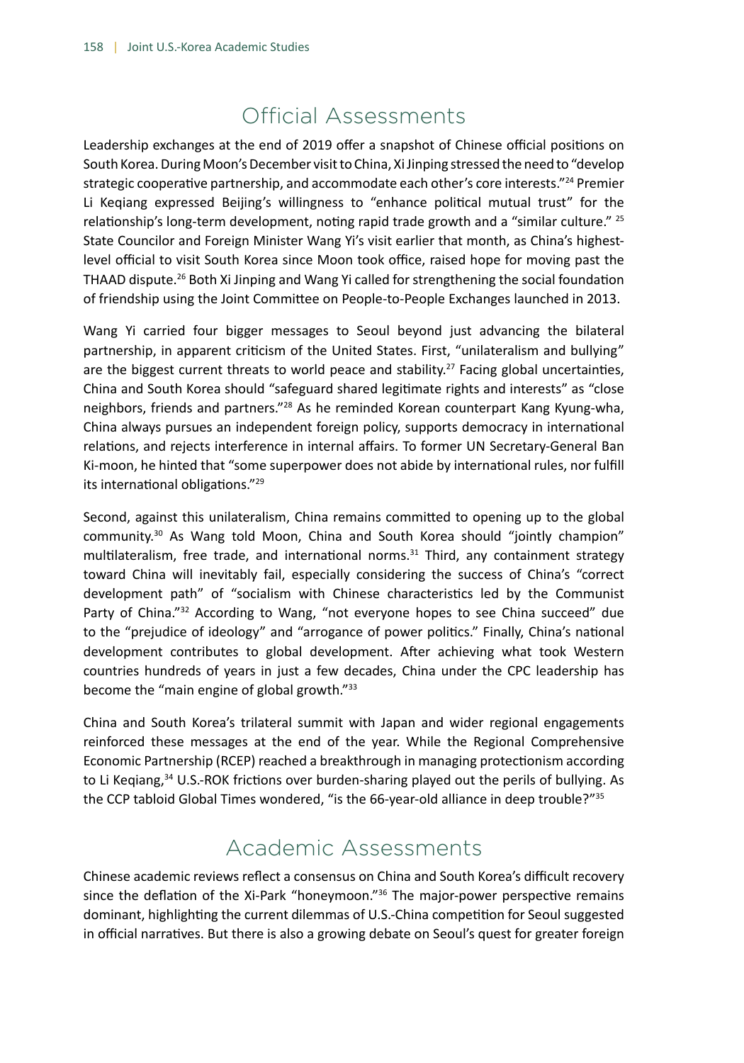## Official Assessments

Leadership exchanges at the end of 2019 offer a snapshot of Chinese official positions on South Korea. During Moon's December visit to China, Xi Jinping stressed the need to "develop strategic cooperative partnership, and accommodate each other's core interests."[24] Premier Li Keqiang expressed Beijing's willingness to "enhance political mutual trust" for the relationship's long-term development, noting rapid trade growth and a "similar culture." [25] State Councilor and Foreign Minister Wang Yi's visit earlier that month, as China's highest-level official to visit South Korea since Moon took office, raised hope for moving past the THAAD dispute.[26] Both Xi Jinping and Wang Yi called for strengthening the social foundation of friendship using the Joint Committee on People-to-People Exchanges launched in 2013.

Wang Yi carried four bigger messages to Seoul beyond just advancing the bilateral partnership, in apparent criticism of the United States. First, "unilateralism and bullying" are the biggest current threats to world peace and stability.[27] Facing global uncertainties, China and South Korea should "safeguard shared legitimate rights and interests" as "close neighbors, friends and partners."[28] As he reminded Korean counterpart Kang Kyung-wha, China always pursues an independent foreign policy, supports democracy in international relations, and rejects interference in internal affairs. To former UN Secretary-General Ban Ki-moon, he hinted that "some superpower does not abide by international rules, nor fulfill its international obligations."[29]

Second, against this unilateralism, China remains committed to opening up to the global community.[30] As Wang told Moon, China and South Korea should "jointly champion" multilateralism, free trade, and international norms.[31] Third, any containment strategy toward China will inevitably fail, especially considering the success of China's "correct development path" of "socialism with Chinese characteristics led by the Communist Party of China."[32] According to Wang, "not everyone hopes to see China succeed" due to the "prejudice of ideology" and "arrogance of power politics." Finally, China's national development contributes to global development. After achieving what took Western countries hundreds of years in just a few decades, China under the CPC leadership has become the "main engine of global growth."[33]

China and South Korea's trilateral summit with Japan and wider regional engagements reinforced these messages at the end of the year. While the Regional Comprehensive Economic Partnership (RCEP) reached a breakthrough in managing protectionism according to Li Keqiang,[34] U.S.-ROK frictions over burden-sharing played out the perils of bullying. As the CCP tabloid Global Times wondered, "is the 66-year-old alliance in deep trouble?"[35]

## Academic Assessments

Chinese academic reviews reflect a consensus on China and South Korea's difficult recovery since the deflation of the Xi-Park "honeymoon."[36] The major-power perspective remains dominant, highlighting the current dilemmas of U.S.-China competition for Seoul suggested in official narratives. But there is also a growing debate on Seoul's quest for greater foreign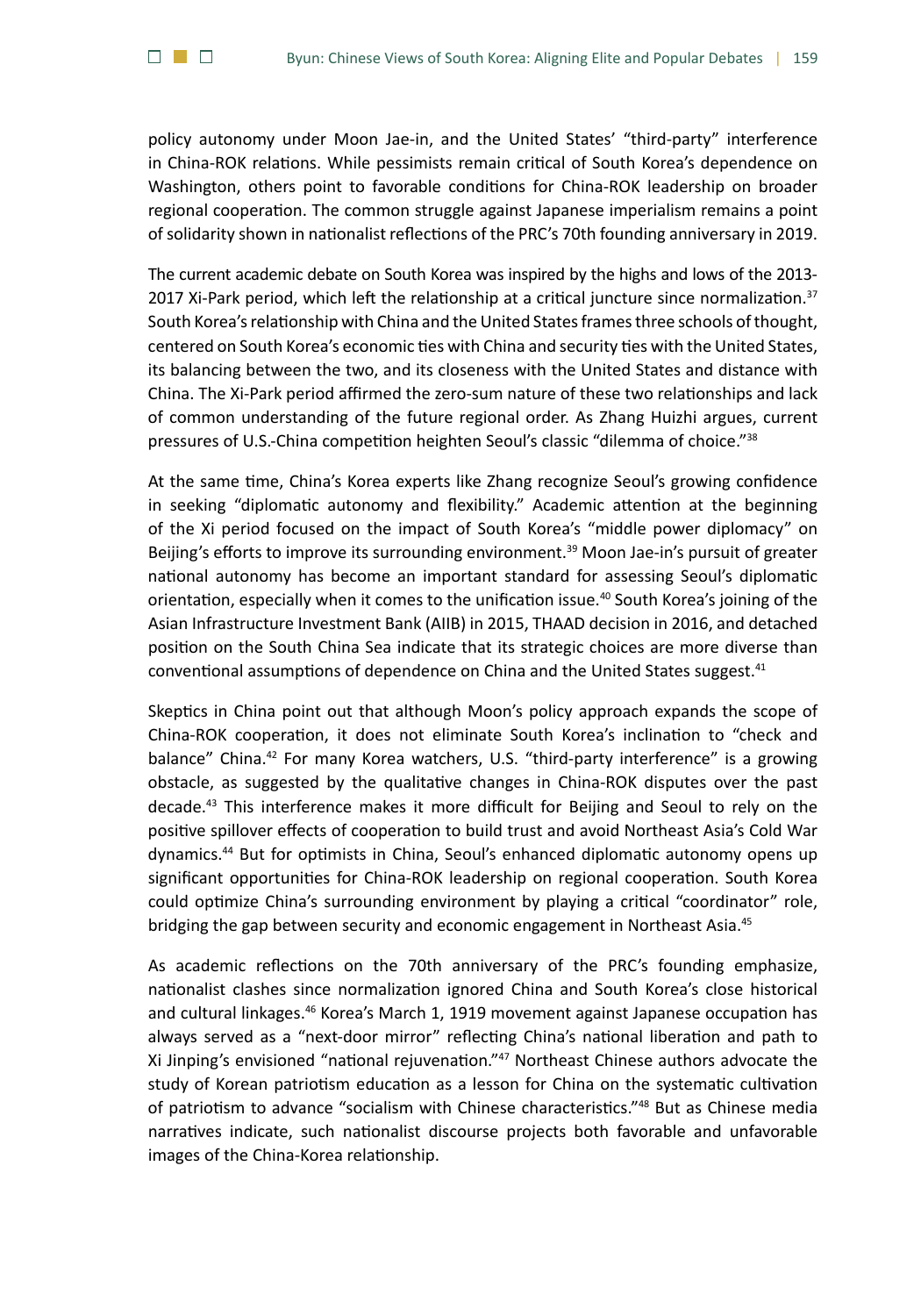policy autonomy under Moon Jae-in, and the United States' "third-party" interference in China-ROK relations. While pessimists remain critical of South Korea's dependence on Washington, others point to favorable conditions for China-ROK leadership on broader regional cooperation. The common struggle against Japanese imperialism remains a point of solidarity shown in nationalist reflections of the PRC's 70th founding anniversary in 2019.

The current academic debate on South Korea was inspired by the highs and lows of the 2013-2017 Xi-Park period, which left the relationship at a critical juncture since normalization.[37] South Korea's relationship with China and the United States frames three schools of thought, centered on South Korea's economic ties with China and security ties with the United States, its balancing between the two, and its closeness with the United States and distance with China. The Xi-Park period affirmed the zero-sum nature of these two relationships and lack of common understanding of the future regional order. As Zhang Huizhi argues, current pressures of U.S.-China competition heighten Seoul's classic "dilemma of choice."[38]

At the same time, China's Korea experts like Zhang recognize Seoul's growing confidence in seeking "diplomatic autonomy and flexibility." Academic attention at the beginning of the Xi period focused on the impact of South Korea's "middle power diplomacy" on Beijing's efforts to improve its surrounding environment.[39] Moon Jae-in's pursuit of greater national autonomy has become an important standard for assessing Seoul's diplomatic orientation, especially when it comes to the unification issue.[40] South Korea's joining of the Asian Infrastructure Investment Bank (AIIB) in 2015, THAAD decision in 2016, and detached position on the South China Sea indicate that its strategic choices are more diverse than conventional assumptions of dependence on China and the United States suggest.[41]

Skeptics in China point out that although Moon's policy approach expands the scope of China-ROK cooperation, it does not eliminate South Korea's inclination to "check and balance" China.[42] For many Korea watchers, U.S. "third-party interference" is a growing obstacle, as suggested by the qualitative changes in China-ROK disputes over the past decade.[43] This interference makes it more difficult for Beijing and Seoul to rely on the positive spillover effects of cooperation to build trust and avoid Northeast Asia's Cold War dynamics.[44] But for optimists in China, Seoul's enhanced diplomatic autonomy opens up significant opportunities for China-ROK leadership on regional cooperation. South Korea could optimize China's surrounding environment by playing a critical "coordinator" role, bridging the gap between security and economic engagement in Northeast Asia.[45]

As academic reflections on the 70th anniversary of the PRC's founding emphasize, nationalist clashes since normalization ignored China and South Korea's close historical and cultural linkages.[46] Korea's March 1, 1919 movement against Japanese occupation has always served as a "next-door mirror" reflecting China's national liberation and path to Xi Jinping's envisioned "national rejuvenation."[47] Northeast Chinese authors advocate the study of Korean patriotism education as a lesson for China on the systematic cultivation of patriotism to advance "socialism with Chinese characteristics."[48] But as Chinese media narratives indicate, such nationalist discourse projects both favorable and unfavorable images of the China-Korea relationship.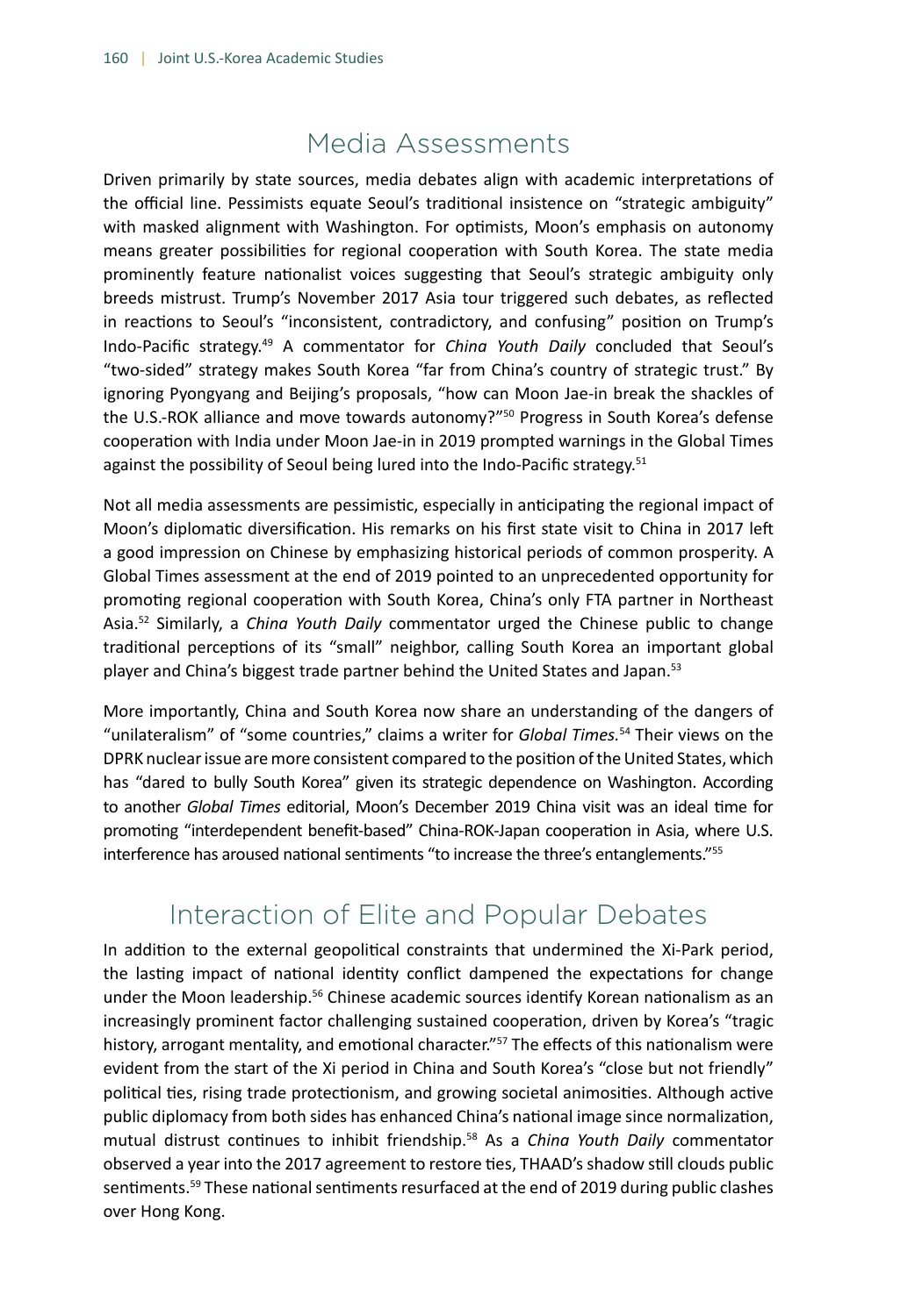## Media Assessments

Driven primarily by state sources, media debates align with academic interpretations of the official line. Pessimists equate Seoul's traditional insistence on "strategic ambiguity" with masked alignment with Washington. For optimists, Moon's emphasis on autonomy means greater possibilities for regional cooperation with South Korea. The state media prominently feature nationalist voices suggesting that Seoul's strategic ambiguity only breeds mistrust. Trump's November 2017 Asia tour triggered such debates, as reflected in reactions to Seoul's "inconsistent, contradictory, and confusing" position on Trump's Indo-Pacific strategy.[49] A commentator for *China Youth Daily* concluded that Seoul's "two-sided" strategy makes South Korea "far from China's country of strategic trust." By ignoring Pyongyang and Beijing's proposals, "how can Moon Jae-in break the shackles of the U.S.-ROK alliance and move towards autonomy?"[50] Progress in South Korea's defense cooperation with India under Moon Jae-in in 2019 prompted warnings in the Global Times against the possibility of Seoul being lured into the Indo-Pacific strategy.[51]

Not all media assessments are pessimistic, especially in anticipating the regional impact of Moon's diplomatic diversification. His remarks on his first state visit to China in 2017 left a good impression on Chinese by emphasizing historical periods of common prosperity. A Global Times assessment at the end of 2019 pointed to an unprecedented opportunity for promoting regional cooperation with South Korea, China's only FTA partner in Northeast Asia.[52] Similarly, a *China Youth Daily* commentator urged the Chinese public to change traditional perceptions of its "small" neighbor, calling South Korea an important global player and China's biggest trade partner behind the United States and Japan.[53]

More importantly, China and South Korea now share an understanding of the dangers of "unilateralism" of "some countries," claims a writer for *Global Times.*[54] Their views on the DPRK nuclear issue are more consistent compared to the position of the United States, which has "dared to bully South Korea" given its strategic dependence on Washington. According to another *Global Times* editorial, Moon's December 2019 China visit was an ideal time for promoting "interdependent benefit-based" China-ROK-Japan cooperation in Asia, where U.S. interference has aroused national sentiments "to increase the three's entanglements."[55]

## Interaction of Elite and Popular Debates

In addition to the external geopolitical constraints that undermined the Xi-Park period, the lasting impact of national identity conflict dampened the expectations for change under the Moon leadership.[56] Chinese academic sources identify Korean nationalism as an increasingly prominent factor challenging sustained cooperation, driven by Korea's "tragic history, arrogant mentality, and emotional character."[57] The effects of this nationalism were evident from the start of the Xi period in China and South Korea's "close but not friendly" political ties, rising trade protectionism, and growing societal animosities. Although active public diplomacy from both sides has enhanced China's national image since normalization, mutual distrust continues to inhibit friendship.[58] As a *China Youth Daily* commentator observed a year into the 2017 agreement to restore ties, THAAD's shadow still clouds public sentiments.[59] These national sentiments resurfaced at the end of 2019 during public clashes over Hong Kong.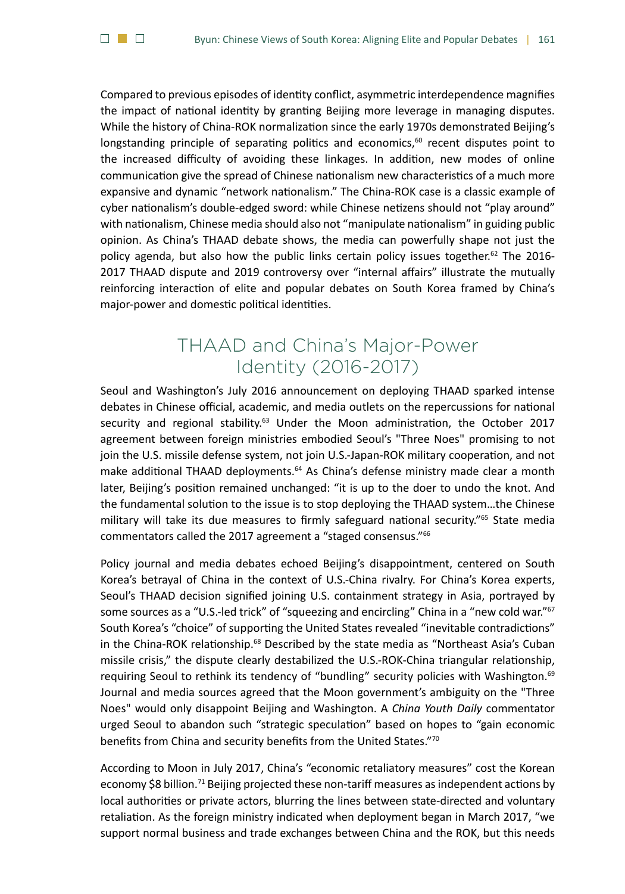Compared to previous episodes of identity conflict, asymmetric interdependence magnifies the impact of national identity by granting Beijing more leverage in managing disputes. While the history of China-ROK normalization since the early 1970s demonstrated Beijing's longstanding principle of separating politics and economics,[60] recent disputes point to the increased difficulty of avoiding these linkages. In addition, new modes of online communication give the spread of Chinese nationalism new characteristics of a much more expansive and dynamic "network nationalism." The China-ROK case is a classic example of cyber nationalism's double-edged sword: while Chinese netizens should not "play around" with nationalism, Chinese media should also not "manipulate nationalism" in guiding public opinion. As China's THAAD debate shows, the media can powerfully shape not just the policy agenda, but also how the public links certain policy issues together.[62] The 2016-2017 THAAD dispute and 2019 controversy over "internal affairs" illustrate the mutually reinforcing interaction of elite and popular debates on South Korea framed by China's major-power and domestic political identities.

## THAAD and China's Major-Power Identity (2016-2017)

Seoul and Washington's July 2016 announcement on deploying THAAD sparked intense debates in Chinese official, academic, and media outlets on the repercussions for national security and regional stability.[63] Under the Moon administration, the October 2017 agreement between foreign ministries embodied Seoul's "Three Noes" promising to not join the U.S. missile defense system, not join U.S.-Japan-ROK military cooperation, and not make additional THAAD deployments.[64] As China's defense ministry made clear a month later, Beijing's position remained unchanged: "it is up to the doer to undo the knot. And the fundamental solution to the issue is to stop deploying the THAAD system…the Chinese military will take its due measures to firmly safeguard national security."[65] State media commentators called the 2017 agreement a "staged consensus."[66]

Policy journal and media debates echoed Beijing's disappointment, centered on South Korea's betrayal of China in the context of U.S.-China rivalry. For China's Korea experts, Seoul's THAAD decision signified joining U.S. containment strategy in Asia, portrayed by some sources as a "U.S.-led trick" of "squeezing and encircling" China in a "new cold war."[67] South Korea's "choice" of supporting the United States revealed "inevitable contradictions" in the China-ROK relationship.[68] Described by the state media as "Northeast Asia's Cuban missile crisis," the dispute clearly destabilized the U.S.-ROK-China triangular relationship, requiring Seoul to rethink its tendency of "bundling" security policies with Washington.[69] Journal and media sources agreed that the Moon government's ambiguity on the "Three Noes" would only disappoint Beijing and Washington. A *China Youth Daily* commentator urged Seoul to abandon such "strategic speculation" based on hopes to "gain economic benefits from China and security benefits from the United States."[70]

According to Moon in July 2017, China's "economic retaliatory measures" cost the Korean economy \$8 billion.[71] Beijing projected these non-tariff measures as independent actions by local authorities or private actors, blurring the lines between state-directed and voluntary retaliation. As the foreign ministry indicated when deployment began in March 2017, "we support normal business and trade exchanges between China and the ROK, but this needs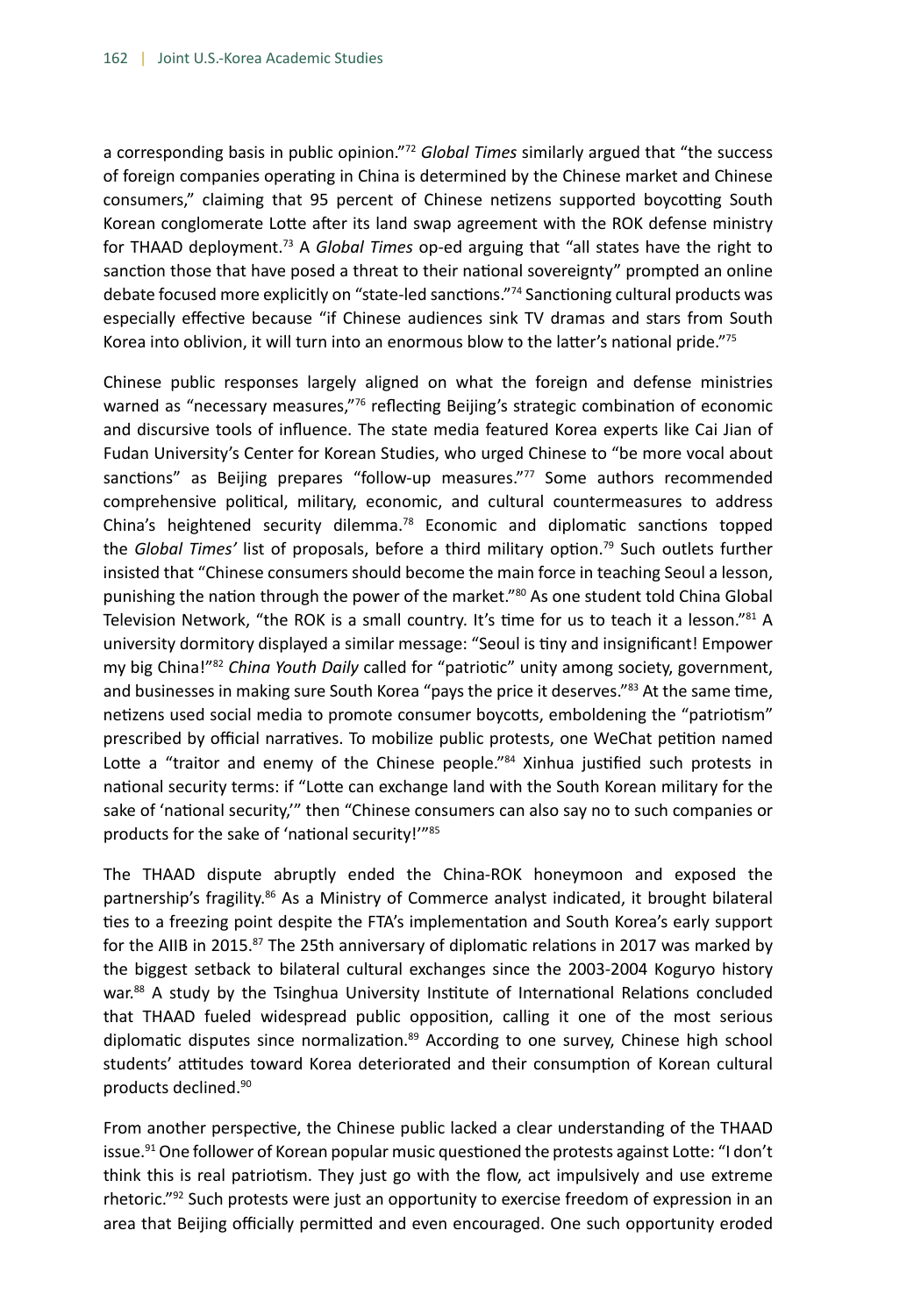a corresponding basis in public opinion."[72] *Global Times* similarly argued that "the success of foreign companies operating in China is determined by the Chinese market and Chinese consumers," claiming that 95 percent of Chinese netizens supported boycotting South Korean conglomerate Lotte after its land swap agreement with the ROK defense ministry for THAAD deployment.[73] A *Global Times* op-ed arguing that "all states have the right to sanction those that have posed a threat to their national sovereignty" prompted an online debate focused more explicitly on "state-led sanctions."[74] Sanctioning cultural products was especially effective because "if Chinese audiences sink TV dramas and stars from South Korea into oblivion, it will turn into an enormous blow to the latter's national pride."[75]

Chinese public responses largely aligned on what the foreign and defense ministries warned as "necessary measures,"[76] reflecting Beijing's strategic combination of economic and discursive tools of influence. The state media featured Korea experts like Cai Jian of Fudan University's Center for Korean Studies, who urged Chinese to "be more vocal about sanctions" as Beijing prepares "follow-up measures."[77] Some authors recommended comprehensive political, military, economic, and cultural countermeasures to address China's heightened security dilemma.[78] Economic and diplomatic sanctions topped the *Global Times'* list of proposals, before a third military option.[79] Such outlets further insisted that "Chinese consumers should become the main force in teaching Seoul a lesson, punishing the nation through the power of the market."[80] As one student told China Global Television Network, "the ROK is a small country. It's time for us to teach it a lesson."[81] A university dormitory displayed a similar message: "Seoul is tiny and insignificant! Empower my big China!"[82] *China Youth Daily* called for "patriotic" unity among society, government, and businesses in making sure South Korea "pays the price it deserves."[83] At the same time, netizens used social media to promote consumer boycotts, emboldening the "patriotism" prescribed by official narratives. To mobilize public protests, one WeChat petition named Lotte a "traitor and enemy of the Chinese people."[84] Xinhua justified such protests in national security terms: if "Lotte can exchange land with the South Korean military for the sake of 'national security,'" then "Chinese consumers can also say no to such companies or products for the sake of 'national security!'"[85]

The THAAD dispute abruptly ended the China-ROK honeymoon and exposed the partnership's fragility.[86] As a Ministry of Commerce analyst indicated, it brought bilateral ties to a freezing point despite the FTA's implementation and South Korea's early support for the AIIB in 2015.[87] The 25th anniversary of diplomatic relations in 2017 was marked by the biggest setback to bilateral cultural exchanges since the 2003-2004 Koguryo history war.[88] A study by the Tsinghua University Institute of International Relations concluded that THAAD fueled widespread public opposition, calling it one of the most serious diplomatic disputes since normalization.[89] According to one survey, Chinese high school students' attitudes toward Korea deteriorated and their consumption of Korean cultural products declined.[90]

From another perspective, the Chinese public lacked a clear understanding of the THAAD issue.[91] One follower of Korean popular music questioned the protests against Lotte: "I don't think this is real patriotism. They just go with the flow, act impulsively and use extreme rhetoric."[92] Such protests were just an opportunity to exercise freedom of expression in an area that Beijing officially permitted and even encouraged. One such opportunity eroded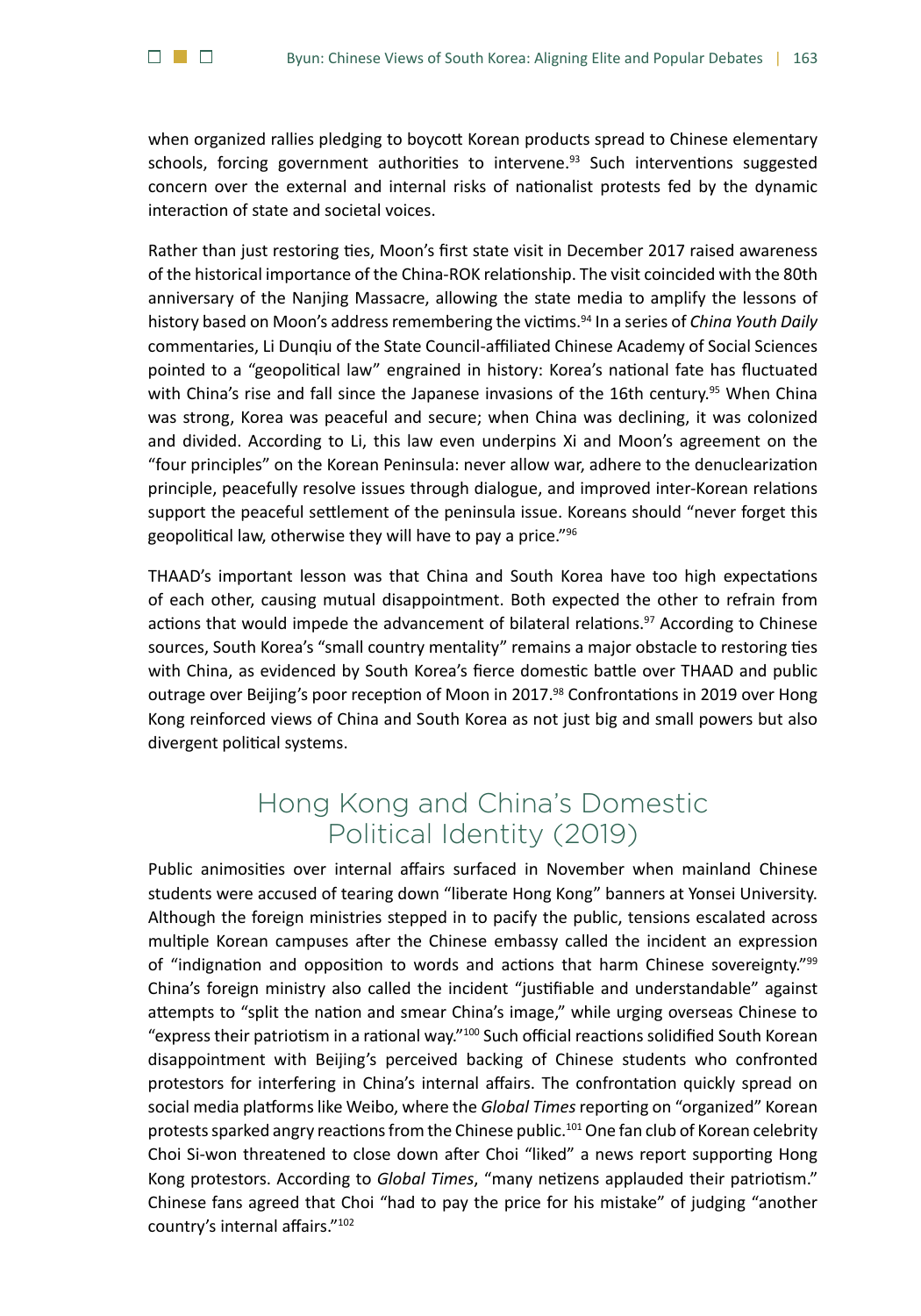when organized rallies pledging to boycott Korean products spread to Chinese elementary schools, forcing government authorities to intervene.[93] Such interventions suggested concern over the external and internal risks of nationalist protests fed by the dynamic interaction of state and societal voices.

Rather than just restoring ties, Moon's first state visit in December 2017 raised awareness of the historical importance of the China-ROK relationship. The visit coincided with the 80th anniversary of the Nanjing Massacre, allowing the state media to amplify the lessons of history based on Moon's address remembering the victims.[94] In a series of *China Youth Daily* commentaries, Li Dunqiu of the State Council-affiliated Chinese Academy of Social Sciences pointed to a "geopolitical law" engrained in history: Korea's national fate has fluctuated with China's rise and fall since the Japanese invasions of the 16th century.[95] When China was strong, Korea was peaceful and secure; when China was declining, it was colonized and divided. According to Li, this law even underpins Xi and Moon's agreement on the "four principles" on the Korean Peninsula: never allow war, adhere to the denuclearization principle, peacefully resolve issues through dialogue, and improved inter-Korean relations support the peaceful settlement of the peninsula issue. Koreans should "never forget this geopolitical law, otherwise they will have to pay a price."[96]

THAAD's important lesson was that China and South Korea have too high expectations of each other, causing mutual disappointment. Both expected the other to refrain from actions that would impede the advancement of bilateral relations.[97] According to Chinese sources, South Korea's "small country mentality" remains a major obstacle to restoring ties with China, as evidenced by South Korea's fierce domestic battle over THAAD and public outrage over Beijing's poor reception of Moon in 2017.[98] Confrontations in 2019 over Hong Kong reinforced views of China and South Korea as not just big and small powers but also divergent political systems.

## Hong Kong and China's Domestic Political Identity (2019)

Public animosities over internal affairs surfaced in November when mainland Chinese students were accused of tearing down "liberate Hong Kong" banners at Yonsei University. Although the foreign ministries stepped in to pacify the public, tensions escalated across multiple Korean campuses after the Chinese embassy called the incident an expression of "indignation and opposition to words and actions that harm Chinese sovereignty."[99] China's foreign ministry also called the incident "justifiable and understandable" against attempts to "split the nation and smear China's image," while urging overseas Chinese to "express their patriotism in a rational way."[100] Such official reactions solidified South Korean disappointment with Beijing's perceived backing of Chinese students who confronted protestors for interfering in China's internal affairs. The confrontation quickly spread on social media platforms like Weibo, where the *Global Times* reporting on "organized" Korean protests sparked angry reactions from the Chinese public.[101] One fan club of Korean celebrity Choi Si-won threatened to close down after Choi "liked" a news report supporting Hong Kong protestors. According to *Global Times*, "many netizens applauded their patriotism." Chinese fans agreed that Choi "had to pay the price for his mistake" of judging "another country's internal affairs."[102]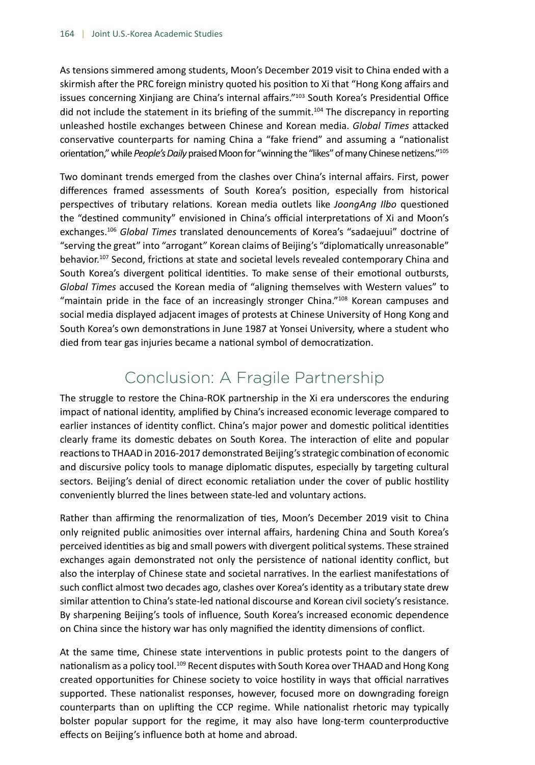As tensions simmered among students, Moon's December 2019 visit to China ended with a skirmish after the PRC foreign ministry quoted his position to Xi that "Hong Kong affairs and issues concerning Xinjiang are China's internal affairs."[103] South Korea's Presidential Office did not include the statement in its briefing of the summit.[104] The discrepancy in reporting unleashed hostile exchanges between Chinese and Korean media. *Global Times* attacked conservative counterparts for naming China a "fake friend" and assuming a "nationalist orientation," while *People's Daily* praised Moon for "winning the "likes" of many Chinese netizens."[105]

Two dominant trends emerged from the clashes over China's internal affairs. First, power differences framed assessments of South Korea's position, especially from historical perspectives of tributary relations. Korean media outlets like *JoongAng Ilbo* questioned the "destined community" envisioned in China's official interpretations of Xi and Moon's exchanges.[106] *Global Times* translated denouncements of Korea's "sadaejuui" doctrine of "serving the great" into "arrogant" Korean claims of Beijing's "diplomatically unreasonable" behavior.[107] Second, frictions at state and societal levels revealed contemporary China and South Korea's divergent political identities. To make sense of their emotional outbursts, *Global Times* accused the Korean media of "aligning themselves with Western values" to "maintain pride in the face of an increasingly stronger China."[108] Korean campuses and social media displayed adjacent images of protests at Chinese University of Hong Kong and South Korea's own demonstrations in June 1987 at Yonsei University, where a student who died from tear gas injuries became a national symbol of democratization.

## Conclusion: A Fragile Partnership

The struggle to restore the China-ROK partnership in the Xi era underscores the enduring impact of national identity, amplified by China's increased economic leverage compared to earlier instances of identity conflict. China's major power and domestic political identities clearly frame its domestic debates on South Korea. The interaction of elite and popular reactions to THAAD in 2016-2017 demonstrated Beijing's strategic combination of economic and discursive policy tools to manage diplomatic disputes, especially by targeting cultural sectors. Beijing's denial of direct economic retaliation under the cover of public hostility conveniently blurred the lines between state-led and voluntary actions.

Rather than affirming the renormalization of ties, Moon's December 2019 visit to China only reignited public animosities over internal affairs, hardening China and South Korea's perceived identities as big and small powers with divergent political systems. These strained exchanges again demonstrated not only the persistence of national identity conflict, but also the interplay of Chinese state and societal narratives. In the earliest manifestations of such conflict almost two decades ago, clashes over Korea's identity as a tributary state drew similar attention to China's state-led national discourse and Korean civil society's resistance. By sharpening Beijing's tools of influence, South Korea's increased economic dependence on China since the history war has only magnified the identity dimensions of conflict.

At the same time, Chinese state interventions in public protests point to the dangers of nationalism as a policy tool.[109] Recent disputes with South Korea over THAAD and Hong Kong created opportunities for Chinese society to voice hostility in ways that official narratives supported. These nationalist responses, however, focused more on downgrading foreign counterparts than on uplifting the CCP regime. While nationalist rhetoric may typically bolster popular support for the regime, it may also have long-term counterproductive effects on Beijing's influence both at home and abroad.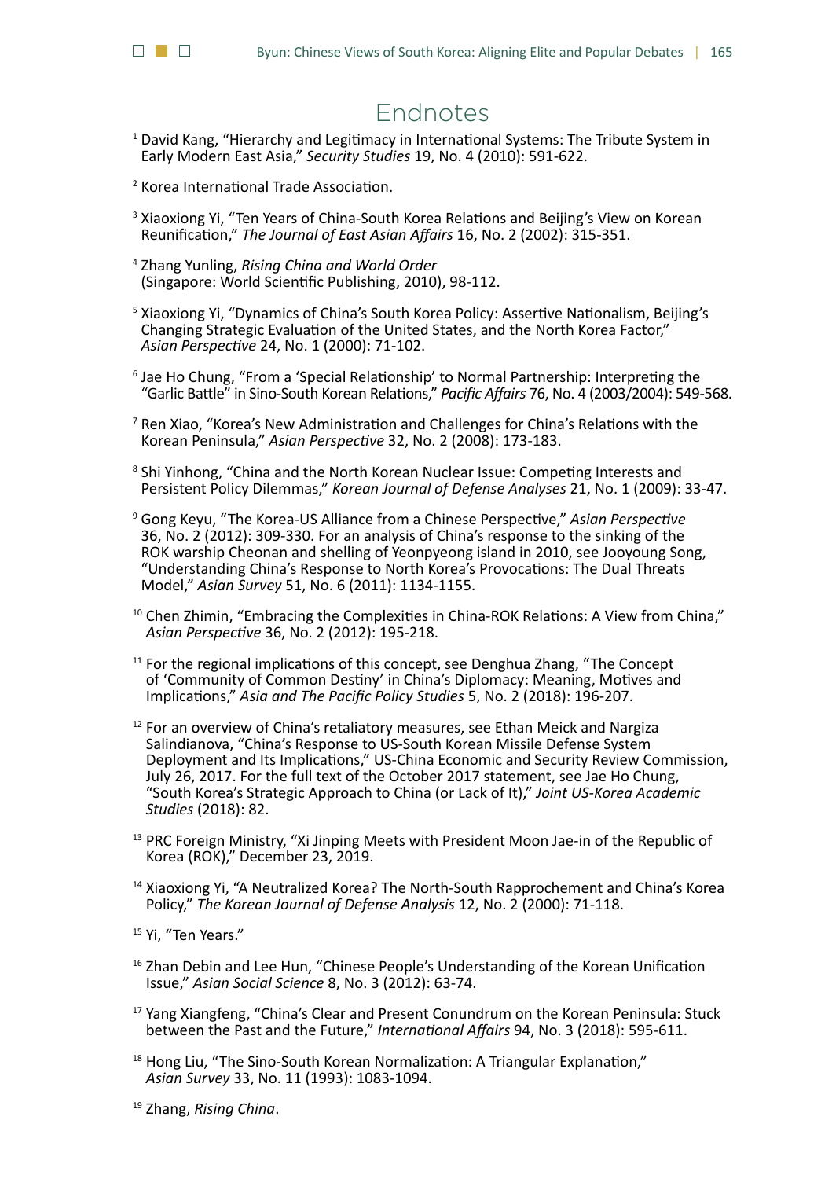## Endnotes

[1] David Kang, "Hierarchy and Legitimacy in International Systems: The Tribute System in Early Modern East Asia," *Security Studies* 19, No. 4 (2010): 591-622.

[2] Korea International Trade Association.

[3] Xiaoxiong Yi, "Ten Years of China-South Korea Relations and Beijing's View on Korean Reunification," *The Journal of East Asian Affairs* 16, No. 2 (2002): 315-351.

[4] Zhang Yunling, *Rising China and World Order* (Singapore: World Scientific Publishing, 2010), 98-112.

[5] Xiaoxiong Yi, "Dynamics of China's South Korea Policy: Assertive Nationalism, Beijing's Changing Strategic Evaluation of the United States, and the North Korea Factor," *Asian Perspective* 24, No. 1 (2000): 71-102.

[6] Jae Ho Chung, "From a 'Special Relationship' to Normal Partnership: Interpreting the "Garlic Battle" in Sino-South Korean Relations," *Pacific Affairs* 76, No. 4 (2003/2004): 549-568.

[7] Ren Xiao, "Korea's New Administration and Challenges for China's Relations with the Korean Peninsula," *Asian Perspective* 32, No. 2 (2008): 173-183.

[8] Shi Yinhong, "China and the North Korean Nuclear Issue: Competing Interests and Persistent Policy Dilemmas," *Korean Journal of Defense Analyses* 21, No. 1 (2009): 33-47.

[9] Gong Keyu, "The Korea-US Alliance from a Chinese Perspective," *Asian Perspective* 36, No. 2 (2012): 309-330. For an analysis of China's response to the sinking of the ROK warship Cheonan and shelling of Yeonpyeong island in 2010, see Jooyoung Song, "Understanding China's Response to North Korea's Provocations: The Dual Threats Model," *Asian Survey* 51, No. 6 (2011): 1134-1155.

[10] Chen Zhimin, "Embracing the Complexities in China-ROK Relations: A View from China," *Asian Perspective* 36, No. 2 (2012): 195-218.

[11] For the regional implications of this concept, see Denghua Zhang, "The Concept of 'Community of Common Destiny' in China's Diplomacy: Meaning, Motives and Implications," *Asia and The Pacific Policy Studies* 5, No. 2 (2018): 196-207.

[12] For an overview of China's retaliatory measures, see Ethan Meick and Nargiza Salindianova, "China's Response to US-South Korean Missile Defense System Deployment and Its Implications," US-China Economic and Security Review Commission, July 26, 2017. For the full text of the October 2017 statement, see Jae Ho Chung, "South Korea's Strategic Approach to China (or Lack of It)," *Joint US-Korea Academic Studies* (2018): 82.

[13] PRC Foreign Ministry, "Xi Jinping Meets with President Moon Jae-in of the Republic of Korea (ROK)," December 23, 2019.

[14] Xiaoxiong Yi, "A Neutralized Korea? The North-South Rapprochement and China's Korea Policy," *The Korean Journal of Defense Analysis* 12, No. 2 (2000): 71-118.

[15] Yi, "Ten Years."

[16] Zhan Debin and Lee Hun, "Chinese People's Understanding of the Korean Unification Issue," *Asian Social Science* 8, No. 3 (2012): 63-74.

[17] Yang Xiangfeng, "China's Clear and Present Conundrum on the Korean Peninsula: Stuck between the Past and the Future," *International Affairs* 94, No. 3 (2018): 595-611.

[18] Hong Liu, "The Sino-South Korean Normalization: A Triangular Explanation," *Asian Survey* 33, No. 11 (1993): 1083-1094.

[19] Zhang, *Rising China*.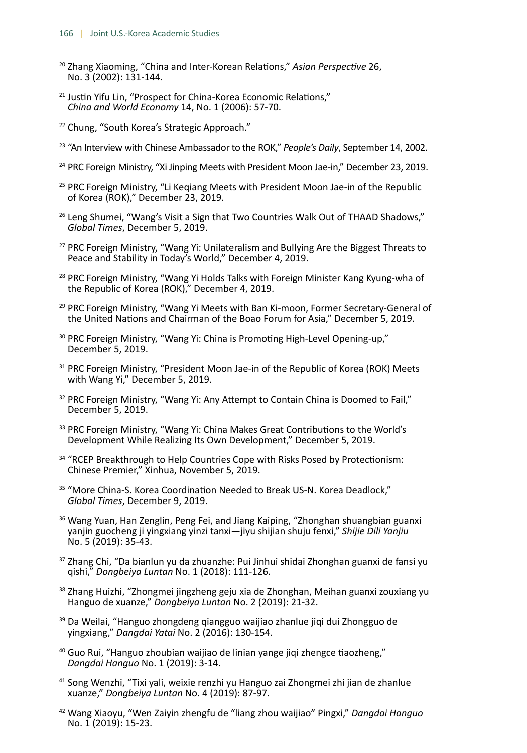[20] Zhang Xiaoming, "China and Inter-Korean Relations," *Asian Perspective* 26, No. 3 (2002): 131-144.

[21] Justin Yifu Lin, "Prospect for China-Korea Economic Relations," *China and World Economy* 14, No. 1 (2006): 57-70.

[22] Chung, "South Korea's Strategic Approach."

[23] "An Interview with Chinese Ambassador to the ROK," *People's Daily*, September 14, 2002.

[24] PRC Foreign Ministry, "Xi Jinping Meets with President Moon Jae-in," December 23, 2019.

[25] PRC Foreign Ministry, "Li Keqiang Meets with President Moon Jae-in of the Republic of Korea (ROK)," December 23, 2019.

[26] Leng Shumei, "Wang's Visit a Sign that Two Countries Walk Out of THAAD Shadows," *Global Times*, December 5, 2019.

[27] PRC Foreign Ministry, "Wang Yi: Unilateralism and Bullying Are the Biggest Threats to Peace and Stability in Today's World," December 4, 2019.

[28] PRC Foreign Ministry, "Wang Yi Holds Talks with Foreign Minister Kang Kyung-wha of the Republic of Korea (ROK)," December 4, 2019.

[29] PRC Foreign Ministry, "Wang Yi Meets with Ban Ki-moon, Former Secretary-General of the United Nations and Chairman of the Boao Forum for Asia," December 5, 2019.

[30] PRC Foreign Ministry, "Wang Yi: China is Promoting High-Level Opening-up," December 5, 2019.

[31] PRC Foreign Ministry, "President Moon Jae-in of the Republic of Korea (ROK) Meets with Wang Yi," December 5, 2019.

[32] PRC Foreign Ministry, "Wang Yi: Any Attempt to Contain China is Doomed to Fail," December 5, 2019.

[33] PRC Foreign Ministry, "Wang Yi: China Makes Great Contributions to the World's Development While Realizing Its Own Development," December 5, 2019.

[34] "RCEP Breakthrough to Help Countries Cope with Risks Posed by Protectionism: Chinese Premier," Xinhua, November 5, 2019.

[35] "More China-S. Korea Coordination Needed to Break US-N. Korea Deadlock," *Global Times*, December 9, 2019.

[36] Wang Yuan, Han Zenglin, Peng Fei, and Jiang Kaiping, "Zhonghan shuangbian guanxi yanjin guocheng ji yingxiang yinzi tanxi—jiyu shijian shuju fenxi," *Shijie Dili Yanjiu* No. 5 (2019): 35-43.

[37] Zhang Chi, "Da bianlun yu da zhuanzhe: Pui Jinhui shidai Zhonghan guanxi de fansi yu qishi," *Dongbeiya Luntan* No. 1 (2018): 111-126.

[38] Zhang Huizhi, "Zhongmei jingzheng geju xia de Zhonghan, Meihan guanxi zouxiang yu Hanguo de xuanze," *Dongbeiya Luntan* No. 2 (2019): 21-32.

[39] Da Weilai, "Hanguo zhongdeng qiangguo waijiao zhanlue jiqi dui Zhongguo de yingxiang," *Dangdai Yatai* No. 2 (2016): 130-154.

[40] Guo Rui, "Hanguo zhoubian waijiao de linian yange jiqi zhengce tiaozheng," *Dangdai Hanguo* No. 1 (2019): 3-14.

[41] Song Wenzhi, "Tixi yali, weixie renzhi yu Hanguo zai Zhongmei zhi jian de zhanlue xuanze," *Dongbeiya Luntan* No. 4 (2019): 87-97.

[42] Wang Xiaoyu, "Wen Zaiyin zhengfu de "liang zhou waijiao" Pingxi," *Dangdai Hanguo* No. 1 (2019): 15-23.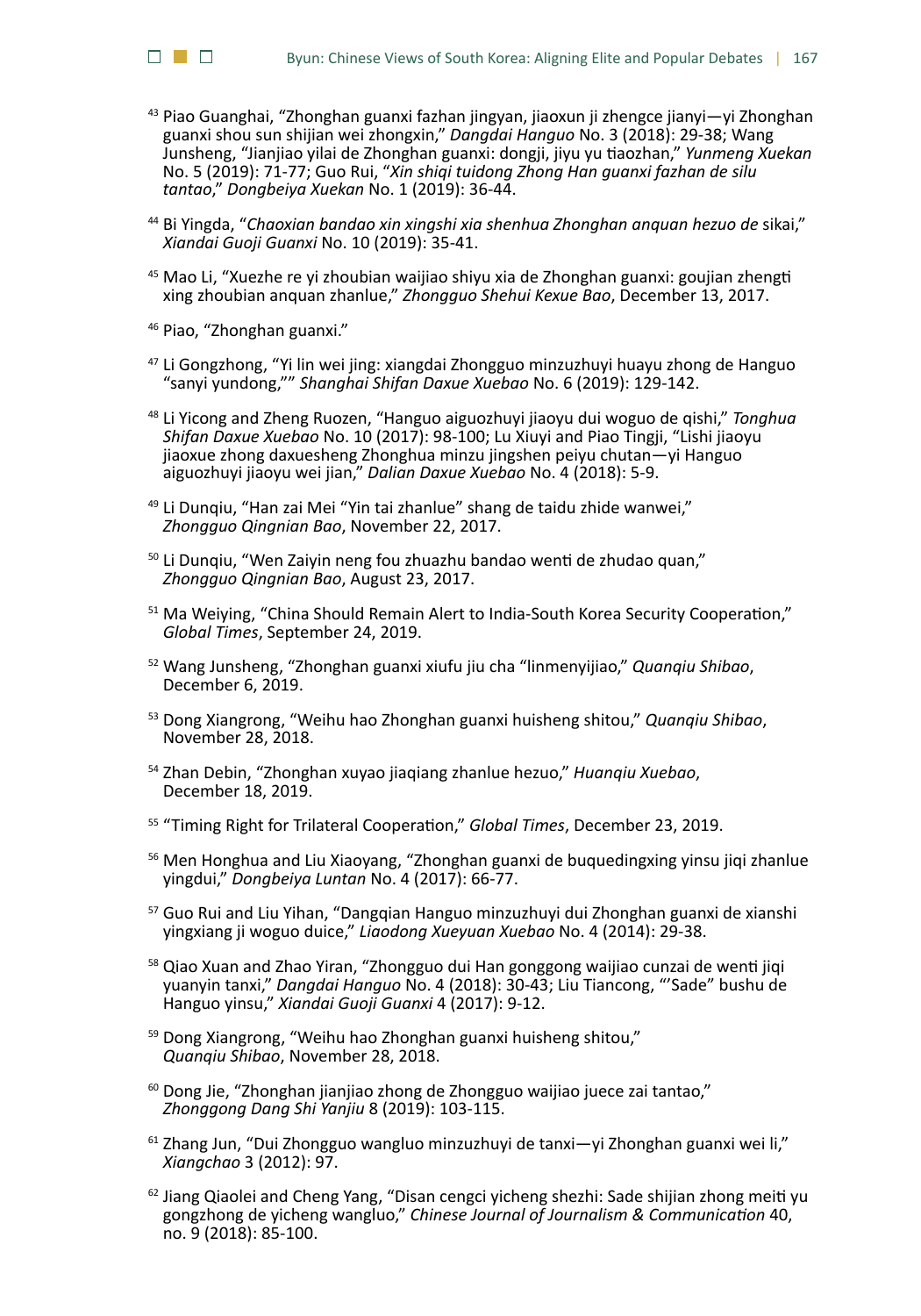[43] Piao Guanghai, "Zhonghan guanxi fazhan jingyan, jiaoxun ji zhengce jianyi—yi Zhonghan guanxi shou sun shijian wei zhongxin," *Dangdai Hanguo* No. 3 (2018): 29-38; Wang Junsheng, "Jianjiao yilai de Zhonghan guanxi: dongji, jiyu yu tiaozhan," *Yunmeng Xuekan* No. 5 (2019): 71-77; Guo Rui, "*Xin shiqi tuidong Zhong Han guanxi fazhan de silu tantao*," *Dongbeiya Xuekan* No. 1 (2019): 36-44.

[44] Bi Yingda, "*Chaoxian bandao xin xingshi xia shenhua Zhonghan anquan hezuo de* sikai," *Xiandai Guoji Guanxi* No. 10 (2019): 35-41.

[45] Mao Li, "Xuezhe re yi zhoubian waijiao shiyu xia de Zhonghan guanxi: goujian zhengti xing zhoubian anquan zhanlue," *Zhongguo Shehui Kexue Bao*, December 13, 2017.

[46] Piao, "Zhonghan guanxi."

[47] Li Gongzhong, "Yi lin wei jing: xiangdai Zhongguo minzuzhuyi huayu zhong de Hanguo "sanyi yundong,"" *Shanghai Shifan Daxue Xuebao* No. 6 (2019): 129-142.

[48] Li Yicong and Zheng Ruozen, "Hanguo aiguozhuyi jiaoyu dui woguo de qishi," *Tonghua Shifan Daxue Xuebao* No. 10 (2017): 98-100; Lu Xiuyi and Piao Tingji, "Lishi jiaoyu jiaoxue zhong daxuesheng Zhonghua minzu jingshen peiyu chutan—yi Hanguo aiguozhuyi jiaoyu wei jian," *Dalian Daxue Xuebao* No. 4 (2018): 5-9.

[49] Li Dunqiu, "Han zai Mei "Yin tai zhanlue" shang de taidu zhide wanwei," *Zhongguo Qingnian Bao*, November 22, 2017.

[50] Li Dunqiu, "Wen Zaiyin neng fou zhuazhu bandao wenti de zhudao quan," *Zhongguo Qingnian Bao*, August 23, 2017.

[51] Ma Weiying, "China Should Remain Alert to India-South Korea Security Cooperation," *Global Times*, September 24, 2019.

[52] Wang Junsheng, "Zhonghan guanxi xiufu jiu cha "linmenyijiao," *Quanqiu Shibao*, December 6, 2019.

[53] Dong Xiangrong, "Weihu hao Zhonghan guanxi huisheng shitou," *Quanqiu Shibao*, November 28, 2018.

[54] Zhan Debin, "Zhonghan xuyao jiaqiang zhanlue hezuo," *Huanqiu Xuebao*, December 18, 2019.

[55] "Timing Right for Trilateral Cooperation," *Global Times*, December 23, 2019.

[56] Men Honghua and Liu Xiaoyang, "Zhonghan guanxi de buquedingxing yinsu jiqi zhanlue yingdui," *Dongbeiya Luntan* No. 4 (2017): 66-77.

[57] Guo Rui and Liu Yihan, "Dangqian Hanguo minzuzhuyi dui Zhonghan guanxi de xianshi yingxiang ji woguo duice," *Liaodong Xueyuan Xuebao* No. 4 (2014): 29-38.

[58] Qiao Xuan and Zhao Yiran, "Zhongguo dui Han gonggong waijiao cunzai de wenti jiqi yuanyin tanxi," *Dangdai Hanguo* No. 4 (2018): 30-43; Liu Tiancong, "'Sade" bushu de Hanguo yinsu," *Xiandai Guoji Guanxi* 4 (2017): 9-12.

[59] Dong Xiangrong, "Weihu hao Zhonghan guanxi huisheng shitou," *Quanqiu Shibao*, November 28, 2018.

[60] Dong Jie, "Zhonghan jianjiao zhong de Zhongguo waijiao juece zai tantao," *Zhonggong Dang Shi Yanjiu* 8 (2019): 103-115.

[61] Zhang Jun, "Dui Zhongguo wangluo minzuzhuyi de tanxi—yi Zhonghan guanxi wei li," *Xiangchao* 3 (2012): 97.

[62] Jiang Qiaolei and Cheng Yang, "Disan cengci yicheng shezhi: Sade shijian zhong meiti yu gongzhong de yicheng wangluo," *Chinese Journal of Journalism & Communication* 40, no. 9 (2018): 85-100.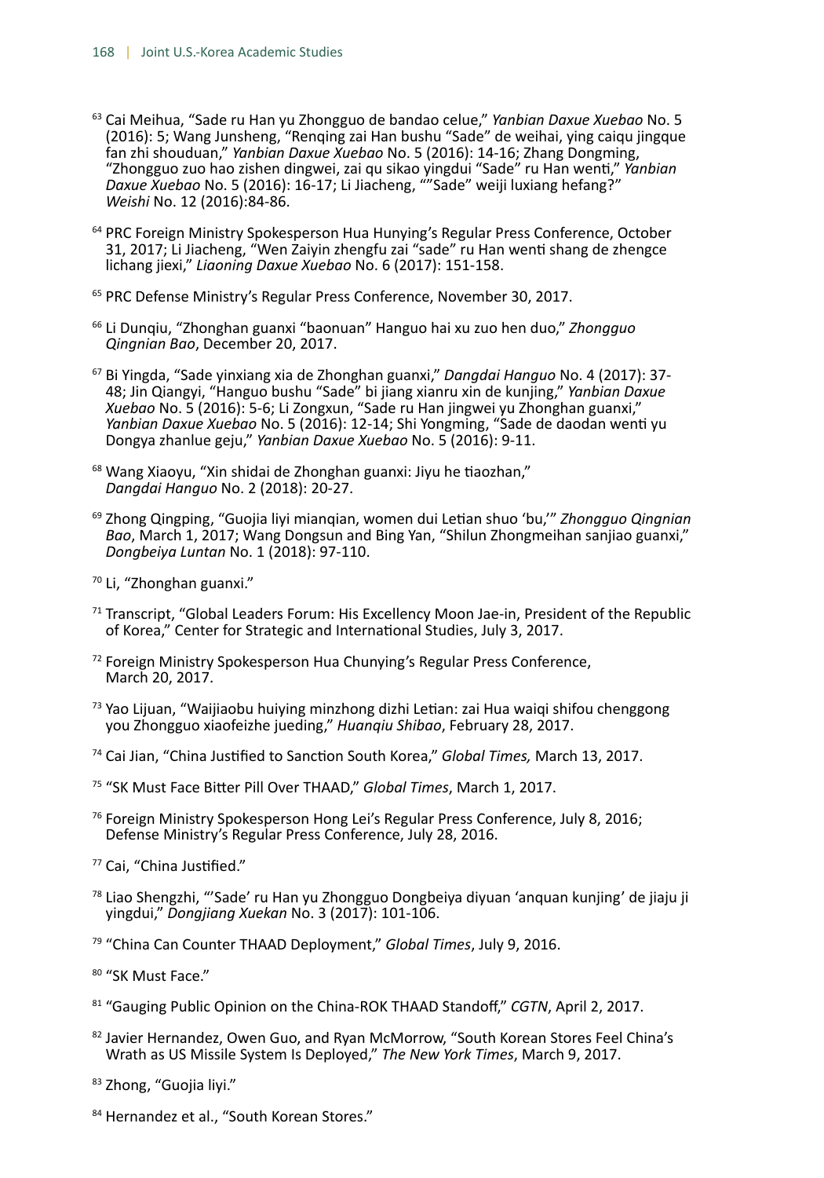[63] Cai Meihua, "Sade ru Han yu Zhongguo de bandao celue," *Yanbian Daxue Xuebao* No. 5 (2016): 5; Wang Junsheng, "Renqing zai Han bushu "Sade" de weihai, ying caiqu jingque fan zhi shouduan," *Yanbian Daxue Xuebao* No. 5 (2016): 14-16; Zhang Dongming, "Zhongguo zuo hao zishen dingwei, zai qu sikao yingdui "Sade" ru Han wenti," *Yanbian Daxue Xuebao* No. 5 (2016): 16-17; Li Jiacheng, ""Sade" weiji luxiang hefang?" *Weishi* No. 12 (2016):84-86.

[64] PRC Foreign Ministry Spokesperson Hua Hunying's Regular Press Conference, October 31, 2017; Li Jiacheng, "Wen Zaiyin zhengfu zai "sade" ru Han wenti shang de zhengce lichang jiexi," *Liaoning Daxue Xuebao* No. 6 (2017): 151-158.

[65] PRC Defense Ministry's Regular Press Conference, November 30, 2017.

[66] Li Dunqiu, "Zhonghan guanxi "baonuan" Hanguo hai xu zuo hen duo," *Zhongguo Qingnian Bao*, December 20, 2017.

[67] Bi Yingda, "Sade yinxiang xia de Zhonghan guanxi," *Dangdai Hanguo* No. 4 (2017): 37-48; Jin Qiangyi, "Hanguo bushu "Sade" bi jiang xianru xin de kunjing," *Yanbian Daxue Xuebao* No. 5 (2016): 5-6; Li Zongxun, "Sade ru Han jingwei yu Zhonghan guanxi," *Yanbian Daxue Xuebao* No. 5 (2016): 12-14; Shi Yongming, "Sade de daodan wenti yu Dongya zhanlue geju," *Yanbian Daxue Xuebao* No. 5 (2016): 9-11.

[68] Wang Xiaoyu, "Xin shidai de Zhonghan guanxi: Jiyu he tiaozhan," *Dangdai Hanguo* No. 2 (2018): 20-27.

[69] Zhong Qingping, "Guojia liyi mianqian, women dui Letian shuo 'bu,'" *Zhongguo Qingnian Bao*, March 1, 2017; Wang Dongsun and Bing Yan, "Shilun Zhongmeihan sanjiao guanxi," *Dongbeiya Luntan* No. 1 (2018): 97-110.

[70] Li, "Zhonghan guanxi."

[71] Transcript, "Global Leaders Forum: His Excellency Moon Jae-in, President of the Republic of Korea," Center for Strategic and International Studies, July 3, 2017.

[72] Foreign Ministry Spokesperson Hua Chunying's Regular Press Conference, March 20, 2017.

[73] Yao Lijuan, "Waijiaobu huiying minzhong dizhi Letian: zai Hua waiqi shifou chenggong you Zhongguo xiaofeizhe jueding," *Huanqiu Shibao*, February 28, 2017.

[74] Cai Jian, "China Justified to Sanction South Korea," *Global Times,* March 13, 2017.

[75] "SK Must Face Bitter Pill Over THAAD," *Global Times*, March 1, 2017.

[76] Foreign Ministry Spokesperson Hong Lei's Regular Press Conference, July 8, 2016; Defense Ministry's Regular Press Conference, July 28, 2016.

[77] Cai, "China Justified."

[78] Liao Shengzhi, "'Sade' ru Han yu Zhongguo Dongbeiya diyuan 'anquan kunjing' de jiaju ji yingdui," *Dongjiang Xuekan* No. 3 (2017): 101-106.

[79] "China Can Counter THAAD Deployment," *Global Times*, July 9, 2016.

[80] "SK Must Face."

[81] "Gauging Public Opinion on the China-ROK THAAD Standoff," *CGTN*, April 2, 2017.

[82] Javier Hernandez, Owen Guo, and Ryan McMorrow, "South Korean Stores Feel China's Wrath as US Missile System Is Deployed," *The New York Times*, March 9, 2017.

[83] Zhong, "Guojia liyi."

[84] Hernandez et al., "South Korean Stores."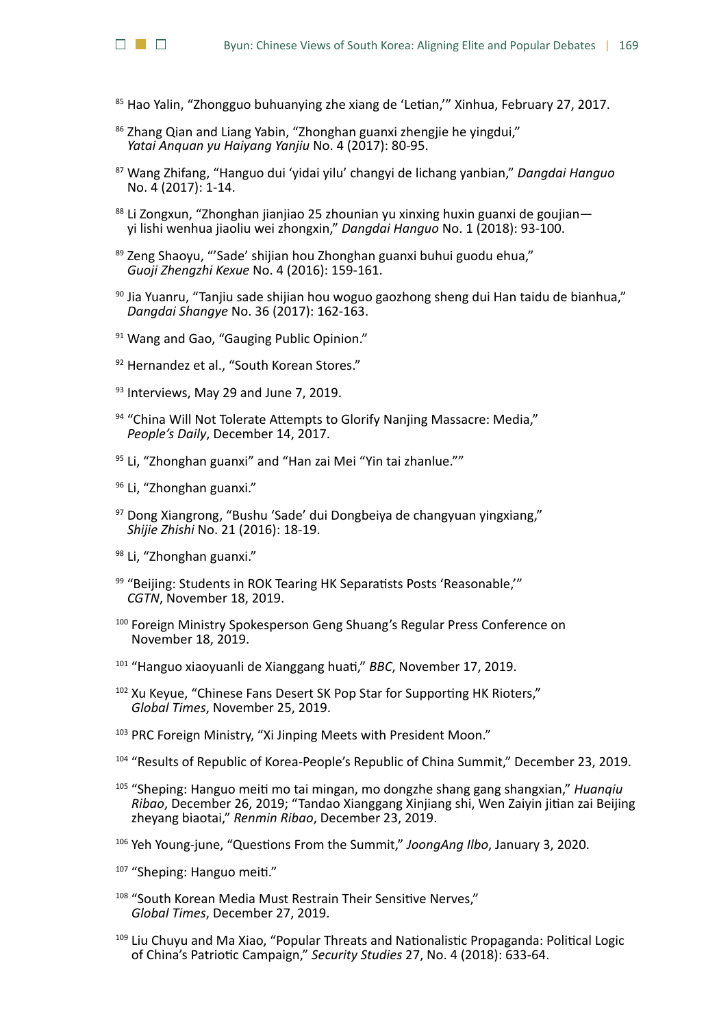85 Hao Yalin, "Zhongguo buhuanying zhe xiang de 'Letian,'" Xinhua, February 27, 2017.

86 Zhang Qian and Liang Yabin, "Zhonghan guanxi zhengjie he yingdui," *Yatai Anquan yu Haiyang Yanjiu* No. 4 (2017): 80-95.

87 Wang Zhifang, "Hanguo dui 'yidai yilu' changyi de lichang yanbian," *Dangdai Hanguo* No. 4 (2017): 1-14.

88 Li Zongxun, "Zhonghan jianjiao 25 zhounian yu xinxing huxin guanxi de goujian—yi lishi wenhua jiaoliu wei zhongxin," *Dangdai Hanguo* No. 1 (2018): 93-100.

89 Zeng Shaoyu, "'Sade' shijian hou Zhonghan guanxi buhui guodu ehua," *Guoji Zhengzhi Kexue* No. 4 (2016): 159-161.

90 Jia Yuanru, "Tanjiu sade shijian hou woguo gaozhong sheng dui Han taidu de bianhua," *Dangdai Shangye* No. 36 (2017): 162-163.

91 Wang and Gao, "Gauging Public Opinion."

92 Hernandez et al., "South Korean Stores."

93 Interviews, May 29 and June 7, 2019.

94 "China Will Not Tolerate Attempts to Glorify Nanjing Massacre: Media," *People's Daily*, December 14, 2017.

95 Li, "Zhonghan guanxi" and "Han zai Mei "Yin tai zhanlue.""

96 Li, "Zhonghan guanxi."

97 Dong Xiangrong, "Bushu 'Sade' dui Dongbeiya de changyuan yingxiang," *Shijie Zhishi* No. 21 (2016): 18-19.

98 Li, "Zhonghan guanxi."

99 "Beijing: Students in ROK Tearing HK Separatists Posts 'Reasonable,'" *CGTN*, November 18, 2019.

100 Foreign Ministry Spokesperson Geng Shuang's Regular Press Conference on November 18, 2019.

101 "Hanguo xiaoyuanli de Xianggang huati," *BBC*, November 17, 2019.

102 Xu Keyue, "Chinese Fans Desert SK Pop Star for Supporting HK Rioters," *Global Times*, November 25, 2019.

103 PRC Foreign Ministry, "Xi Jinping Meets with President Moon."

104 "Results of Republic of Korea-People's Republic of China Summit," December 23, 2019.

105 "Sheping: Hanguo meiti mo tai mingan, mo dongzhe shang gang shangxian," *Huanqiu Ribao*, December 26, 2019; "Tandao Xianggang Xinjiang shi, Wen Zaiyin jitian zai Beijing zheyang biaotai," *Renmin Ribao*, December 23, 2019.

106 Yeh Young-june, "Questions From the Summit," *JoongAng Ilbo*, January 3, 2020.

107 "Sheping: Hanguo meiti."

108 "South Korean Media Must Restrain Their Sensitive Nerves," *Global Times*, December 27, 2019.

109 Liu Chuyu and Ma Xiao, "Popular Threats and Nationalistic Propaganda: Political Logic of China's Patriotic Campaign," *Security Studies* 27, No. 4 (2018): 633-64.